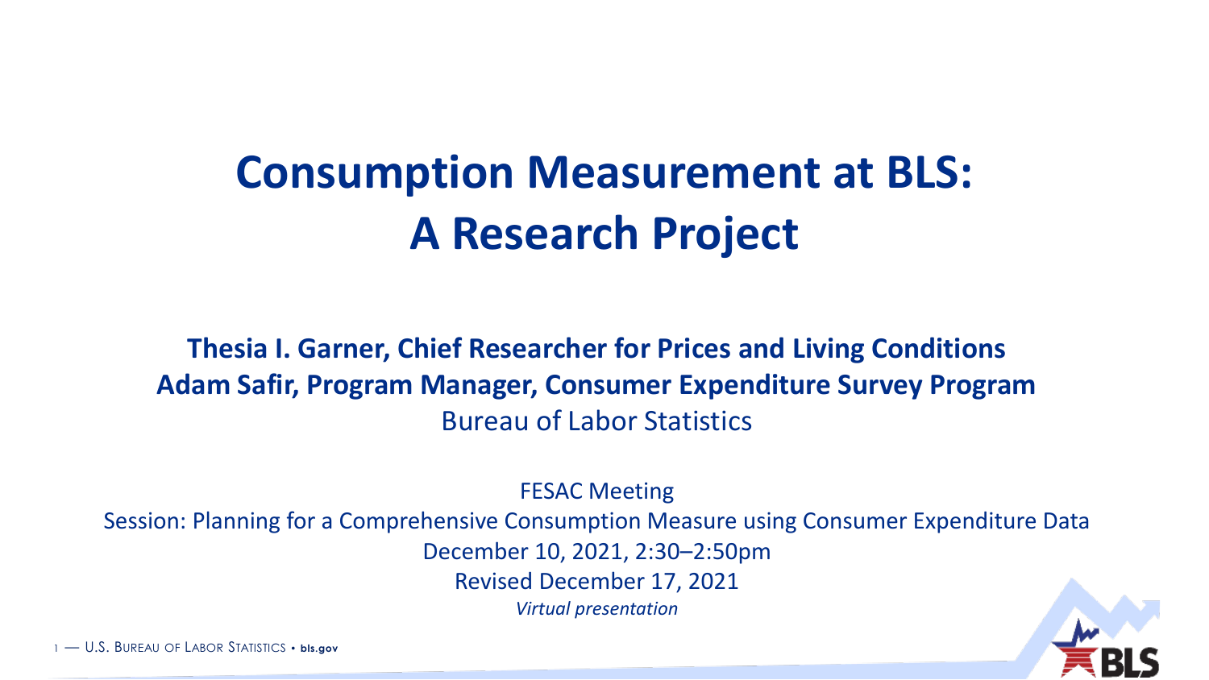# Consumption Measurement at BLS: A Research Project

**Thesia I. Garner, Chief Researcher for Prices and Living Conditions**
**Adam Safir, Program Manager, Consumer Expenditure Survey Program**
Bureau of Labor Statistics

FESAC Meeting
Session: Planning for a Comprehensive Consumption Measure using Consumer Expenditure Data
December 10, 2021, 2:30–2:50pm
Revised December 17, 2021
*Virtual presentation*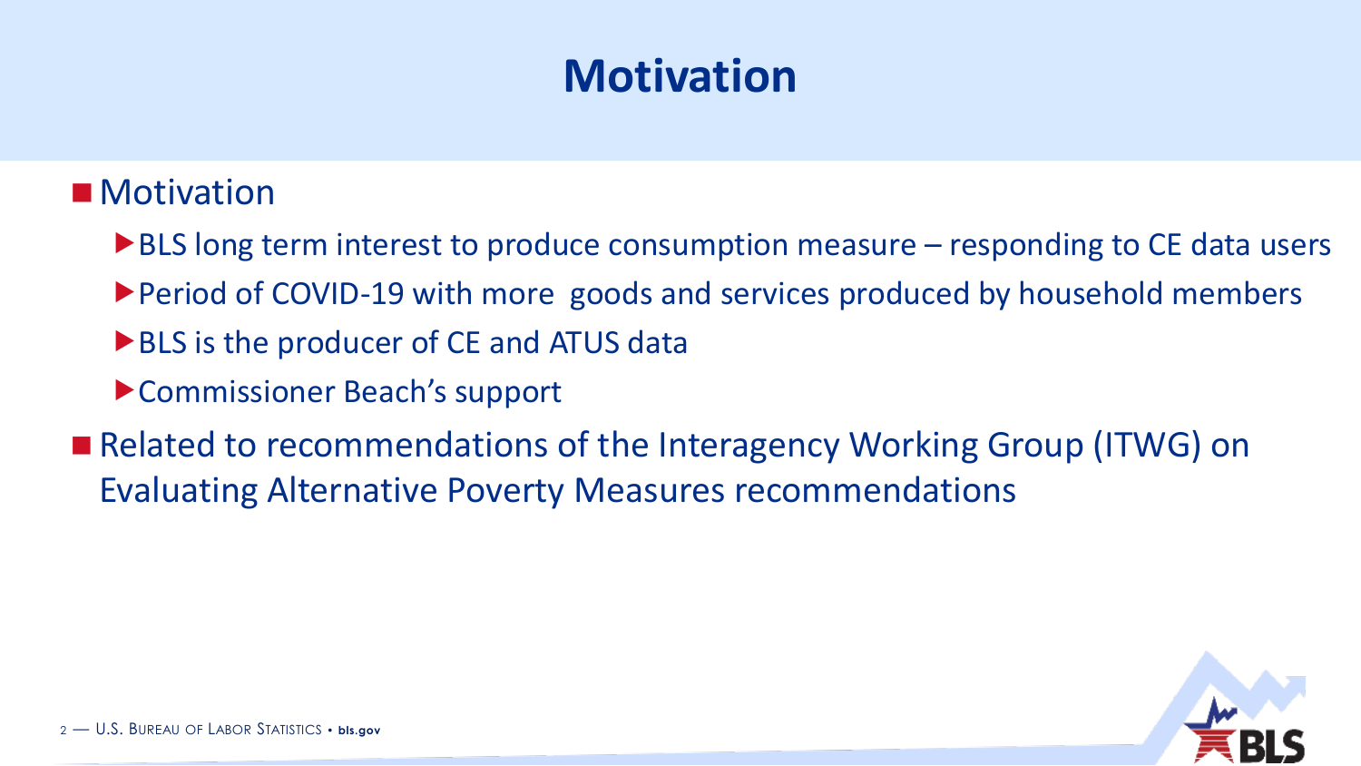# Motivation

- Motivation
  - BLS long term interest to produce consumption measure – responding to CE data users
  - Period of COVID-19 with more goods and services produced by household members
  - BLS is the producer of CE and ATUS data
  - Commissioner Beach's support
- Related to recommendations of the Interagency Working Group (ITWG) on Evaluating Alternative Poverty Measures recommendations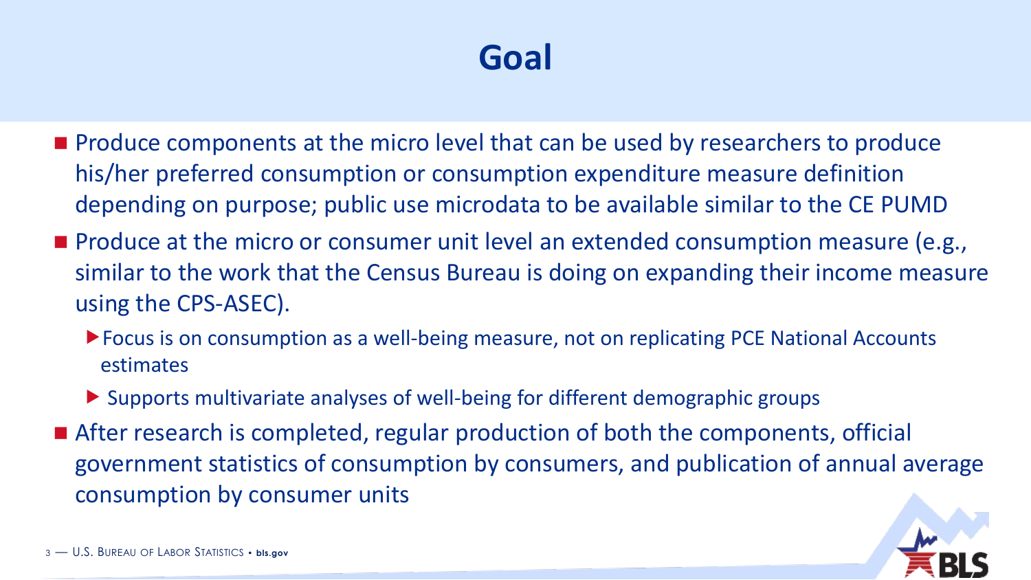# Goal

- Produce components at the micro level that can be used by researchers to produce his/her preferred consumption or consumption expenditure measure definition depending on purpose; public use microdata to be available similar to the CE PUMD
- Produce at the micro or consumer unit level an extended consumption measure (e.g., similar to the work that the Census Bureau is doing on expanding their income measure using the CPS-ASEC).
  - Focus is on consumption as a well-being measure, not on replicating PCE National Accounts estimates
  - Supports multivariate analyses of well-being for different demographic groups
- After research is completed, regular production of both the components, official government statistics of consumption by consumers, and publication of annual average consumption by consumer units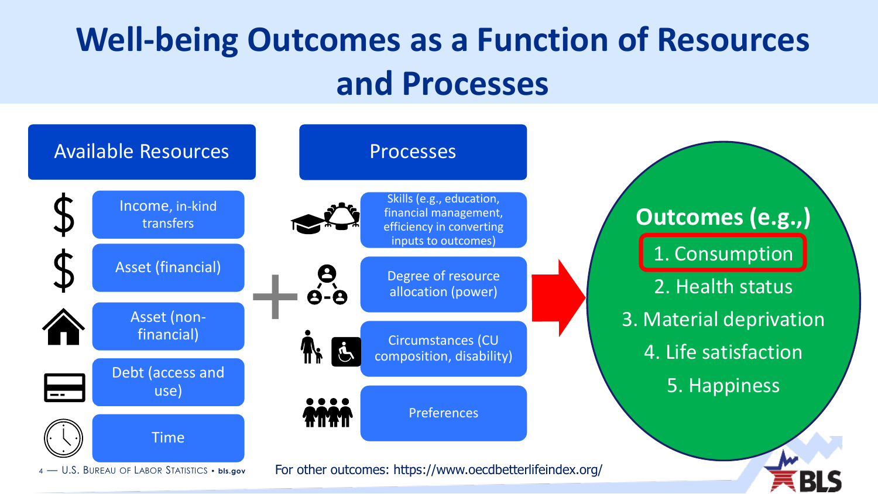# Well-being Outcomes as a Function of Resources and Processes

## Available Resources

- Income, in-kind transfers
- Asset (financial)
- Asset (non-financial)
- Debt (access and use)
- Time

+

## Processes

- Skills (e.g., education, financial management, efficiency in converting inputs to outcomes)
- Degree of resource allocation (power)
- Circumstances (CU composition, disability)
- Preferences

## Outcomes (e.g.,)

1. Consumption
2. Health status
3. Material deprivation
4. Life satisfaction
5. Happiness

For other outcomes: https://www.oecdbetterlifeindex.org/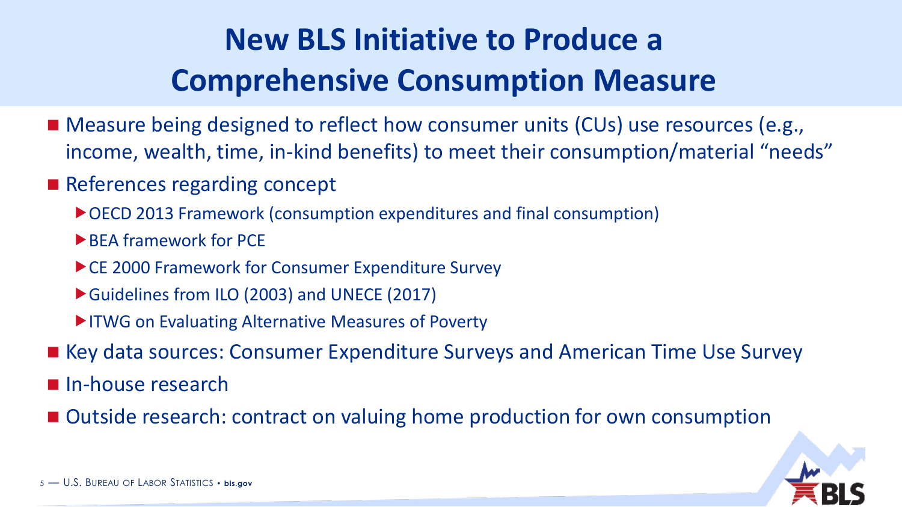# New BLS Initiative to Produce a Comprehensive Consumption Measure

- Measure being designed to reflect how consumer units (CUs) use resources (e.g., income, wealth, time, in-kind benefits) to meet their consumption/material "needs"
- References regarding concept
  - OECD 2013 Framework (consumption expenditures and final consumption)
  - BEA framework for PCE
  - CE 2000 Framework for Consumer Expenditure Survey
  - Guidelines from ILO (2003) and UNECE (2017)
  - ITWG on Evaluating Alternative Measures of Poverty
- Key data sources: Consumer Expenditure Surveys and American Time Use Survey
- In-house research
- Outside research: contract on valuing home production for own consumption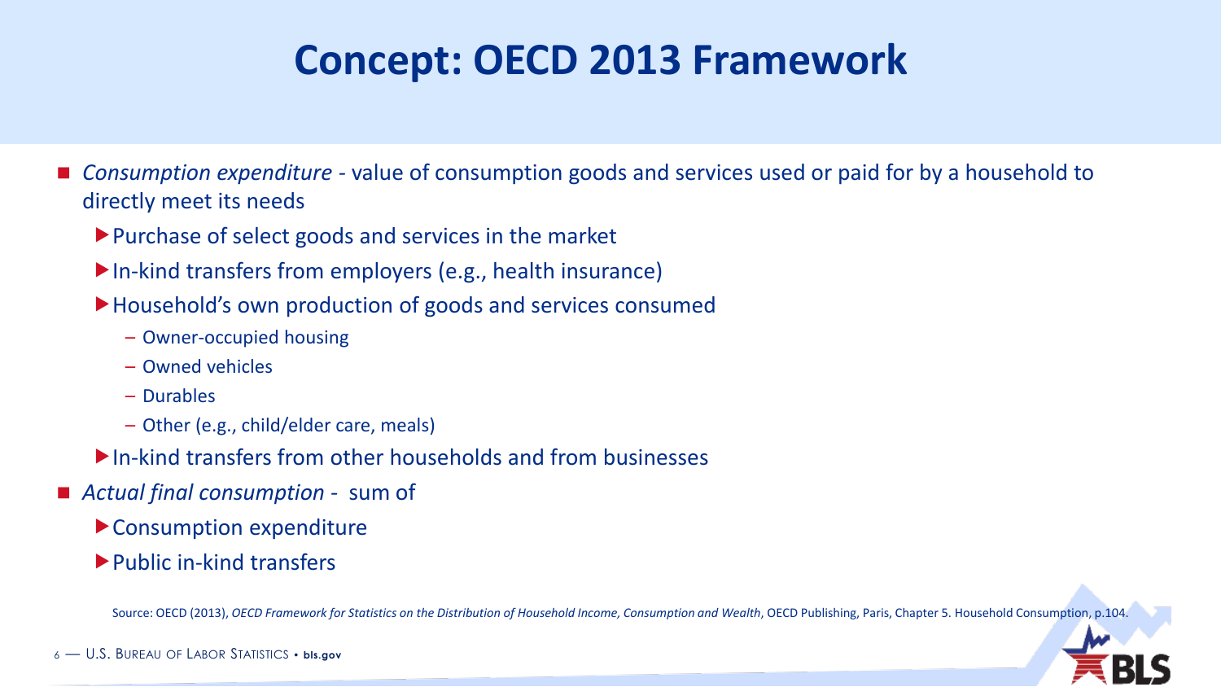# Concept: OECD 2013 Framework

- *Consumption expenditure* - value of consumption goods and services used or paid for by a household to directly meet its needs
  - Purchase of select goods and services in the market
  - In-kind transfers from employers (e.g., health insurance)
  - Household's own production of goods and services consumed
    - Owner-occupied housing
    - Owned vehicles
    - Durables
    - Other (e.g., child/elder care, meals)
  - In-kind transfers from other households and from businesses
- *Actual final consumption* - sum of
  - Consumption expenditure
  - Public in-kind transfers

Source: OECD (2013), *OECD Framework for Statistics on the Distribution of Household Income, Consumption and Wealth*, OECD Publishing, Paris, Chapter 5. Household Consumption, p.104.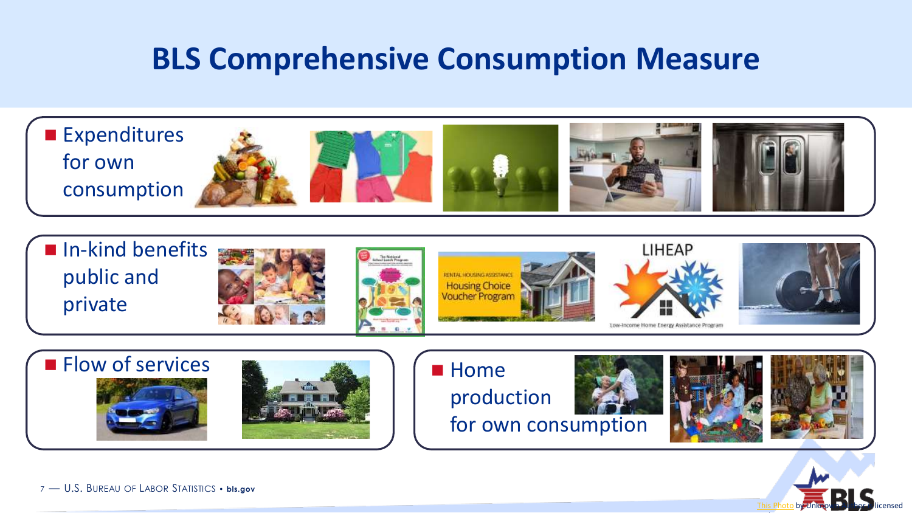# BLS Comprehensive Consumption Measure

- Expenditures for own consumption
- In-kind benefits public and private
- Flow of services
- Home production for own consumption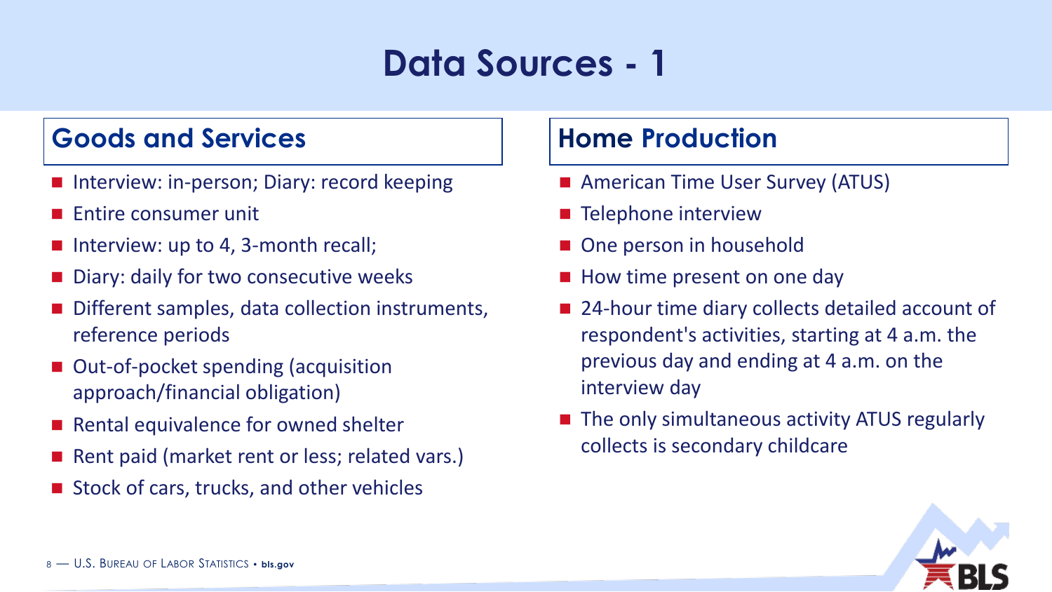# Data Sources - 1

## Goods and Services

- Interview: in-person; Diary: record keeping
- Entire consumer unit
- Interview: up to 4, 3-month recall;
- Diary: daily for two consecutive weeks
- Different samples, data collection instruments, reference periods
- Out-of-pocket spending (acquisition approach/financial obligation)
- Rental equivalence for owned shelter
- Rent paid (market rent or less; related vars.)
- Stock of cars, trucks, and other vehicles

## Home Production

- American Time User Survey (ATUS)
- Telephone interview
- One person in household
- How time present on one day
- 24-hour time diary collects detailed account of respondent's activities, starting at 4 a.m. the previous day and ending at 4 a.m. on the interview day
- The only simultaneous activity ATUS regularly collects is secondary childcare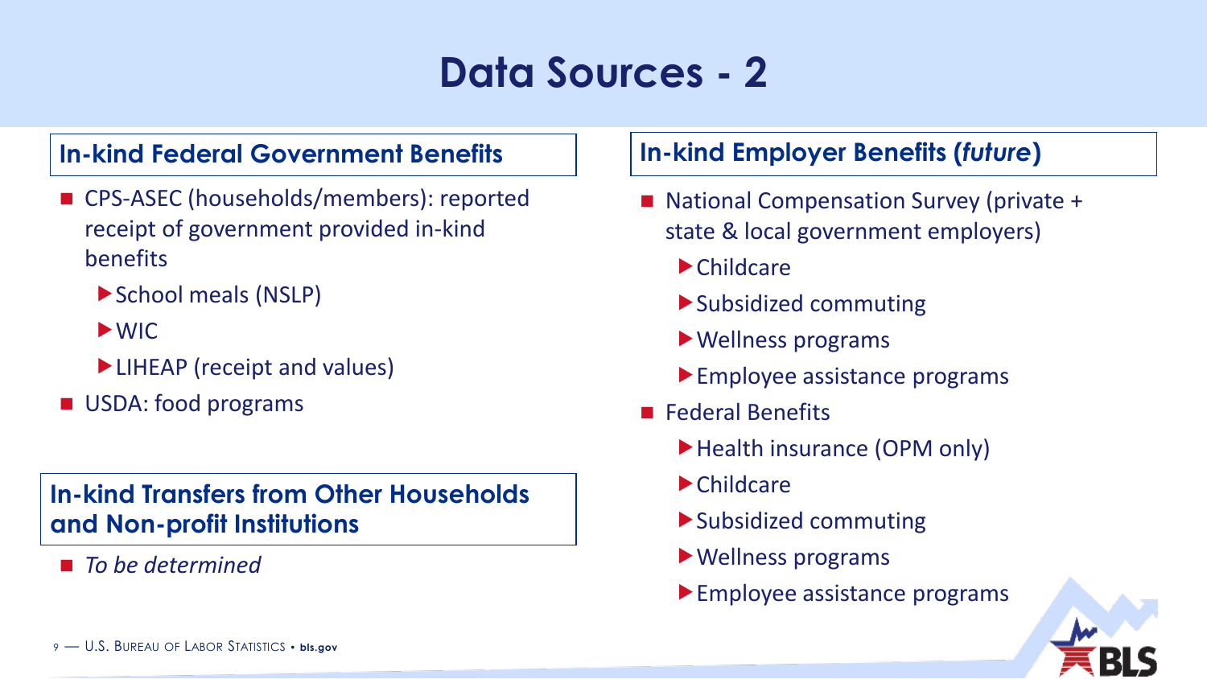# Data Sources - 2

## In-kind Federal Government Benefits

- CPS-ASEC (households/members): reported receipt of government provided in-kind benefits
  - School meals (NSLP)
  - WIC
  - LIHEAP (receipt and values)
- USDA: food programs

## In-kind Transfers from Other Households and Non-profit Institutions

- *To be determined*

## In-kind Employer Benefits (*future*)

- National Compensation Survey (private + state & local government employers)
  - Childcare
  - Subsidized commuting
  - Wellness programs
  - Employee assistance programs
- Federal Benefits
  - Health insurance (OPM only)
  - Childcare
  - Subsidized commuting
  - Wellness programs
  - Employee assistance programs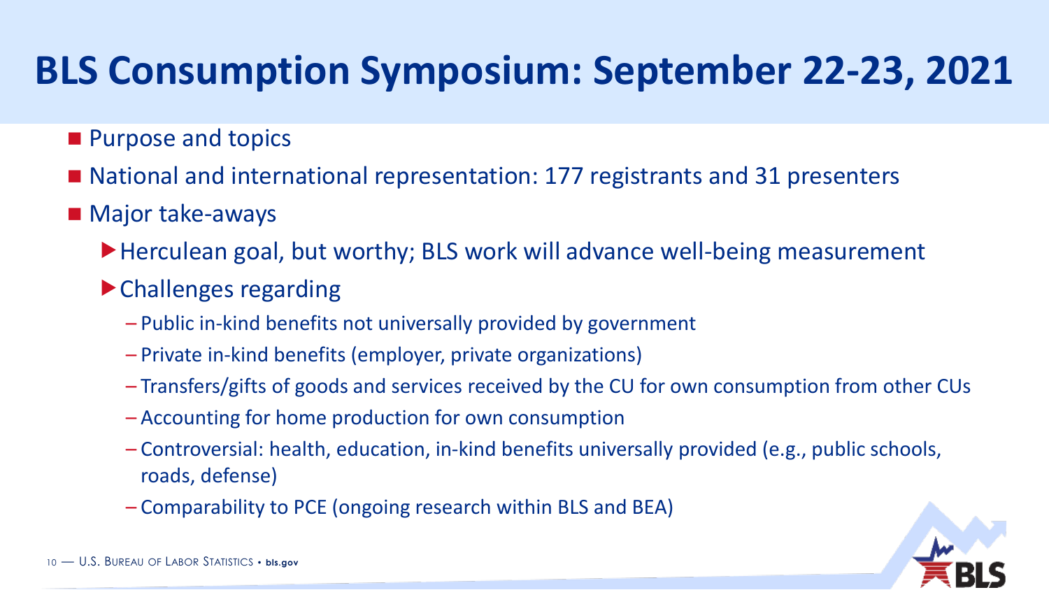# BLS Consumption Symposium: September 22-23, 2021

- Purpose and topics
- National and international representation: 177 registrants and 31 presenters
- Major take-aways
  - Herculean goal, but worthy; BLS work will advance well-being measurement
  - Challenges regarding
    - Public in-kind benefits not universally provided by government
    - Private in-kind benefits (employer, private organizations)
    - Transfers/gifts of goods and services received by the CU for own consumption from other CUs
    - Accounting for home production for own consumption
    - Controversial: health, education, in-kind benefits universally provided (e.g., public schools, roads, defense)
    - Comparability to PCE (ongoing research within BLS and BEA)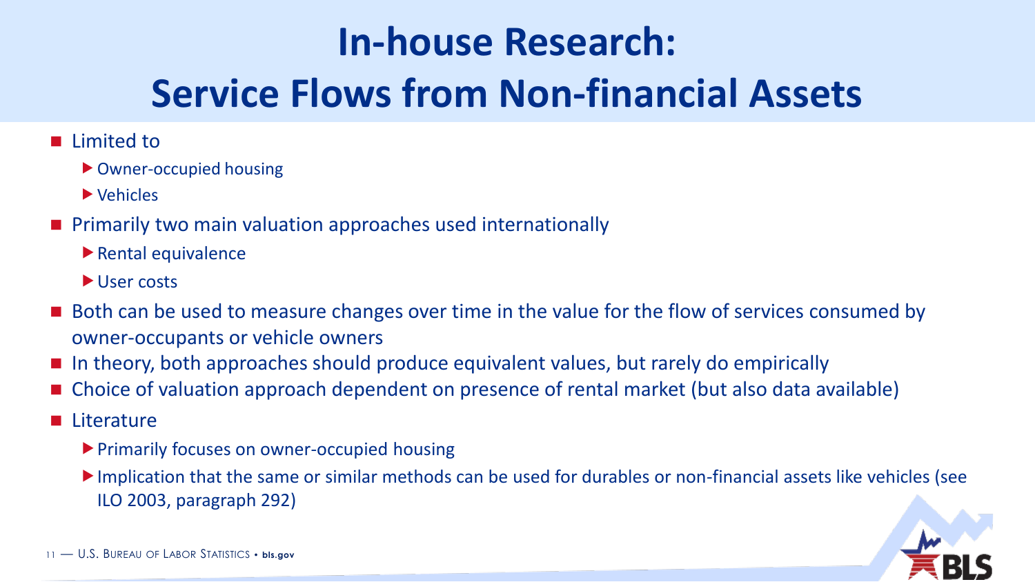# In-house Research: Service Flows from Non-financial Assets

- Limited to
  - Owner-occupied housing
  - Vehicles
- Primarily two main valuation approaches used internationally
  - Rental equivalence
  - User costs
- Both can be used to measure changes over time in the value for the flow of services consumed by owner-occupants or vehicle owners
- In theory, both approaches should produce equivalent values, but rarely do empirically
- Choice of valuation approach dependent on presence of rental market (but also data available)
- Literature
  - Primarily focuses on owner-occupied housing
  - Implication that the same or similar methods can be used for durables or non-financial assets like vehicles (see ILO 2003, paragraph 292)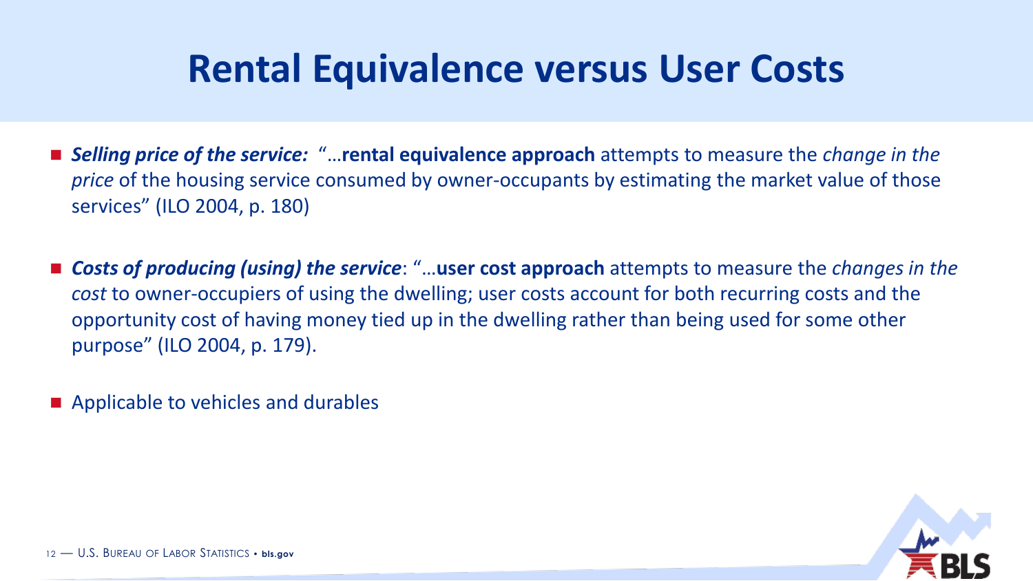# Rental Equivalence versus User Costs

- ***Selling price of the service:*** "…**rental equivalence approach** attempts to measure the *change in the price* of the housing service consumed by owner-occupants by estimating the market value of those services" (ILO 2004, p. 180)

- ***Costs of producing (using) the service***: "…**user cost approach** attempts to measure the *changes in the cost* to owner-occupiers of using the dwelling; user costs account for both recurring costs and the opportunity cost of having money tied up in the dwelling rather than being used for some other purpose" (ILO 2004, p. 179).

- Applicable to vehicles and durables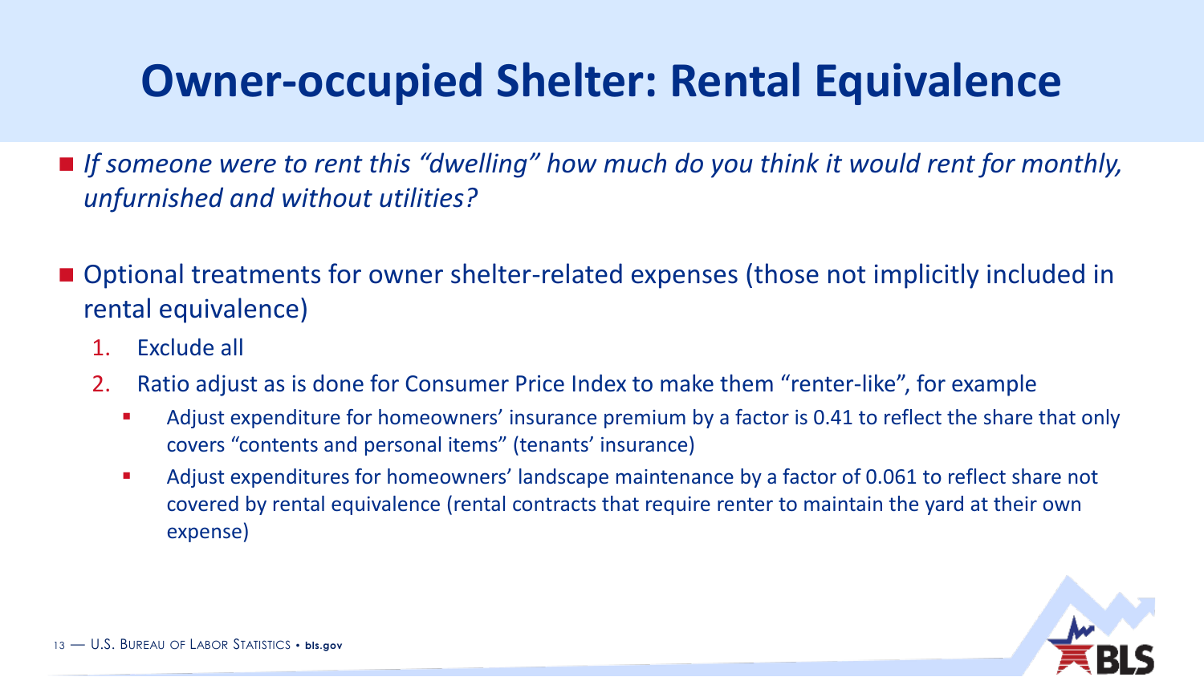# Owner-occupied Shelter: Rental Equivalence

- *If someone were to rent this "dwelling" how much do you think it would rent for monthly, unfurnished and without utilities?*

- Optional treatments for owner shelter-related expenses (those not implicitly included in rental equivalence)
  1. Exclude all
  2. Ratio adjust as is done for Consumer Price Index to make them "renter-like", for example
     - Adjust expenditure for homeowners' insurance premium by a factor is 0.41 to reflect the share that only covers "contents and personal items" (tenants' insurance)
     - Adjust expenditures for homeowners' landscape maintenance by a factor of 0.061 to reflect share not covered by rental equivalence (rental contracts that require renter to maintain the yard at their own expense)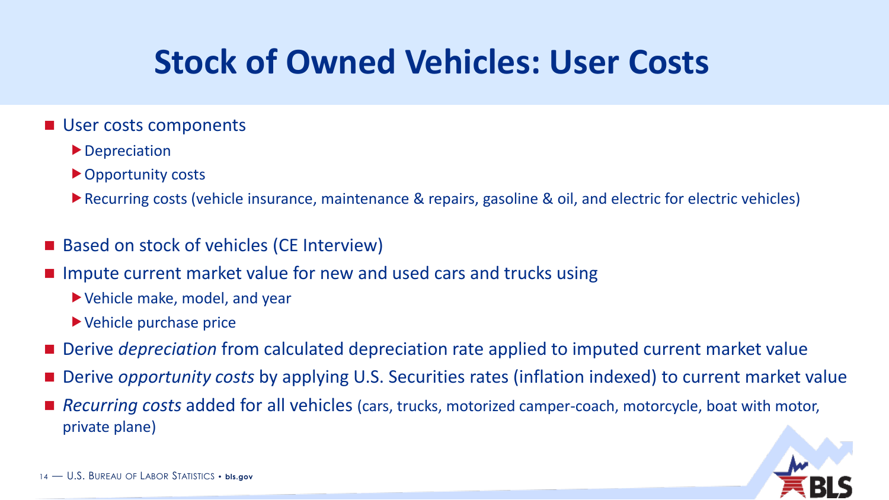# Stock of Owned Vehicles: User Costs

- User costs components
  - Depreciation
  - Opportunity costs
  - Recurring costs (vehicle insurance, maintenance & repairs, gasoline & oil, and electric for electric vehicles)
- Based on stock of vehicles (CE Interview)
- Impute current market value for new and used cars and trucks using
  - Vehicle make, model, and year
  - Vehicle purchase price
- Derive *depreciation* from calculated depreciation rate applied to imputed current market value
- Derive *opportunity costs* by applying U.S. Securities rates (inflation indexed) to current market value
- *Recurring costs* added for all vehicles (cars, trucks, motorized camper-coach, motorcycle, boat with motor, private plane)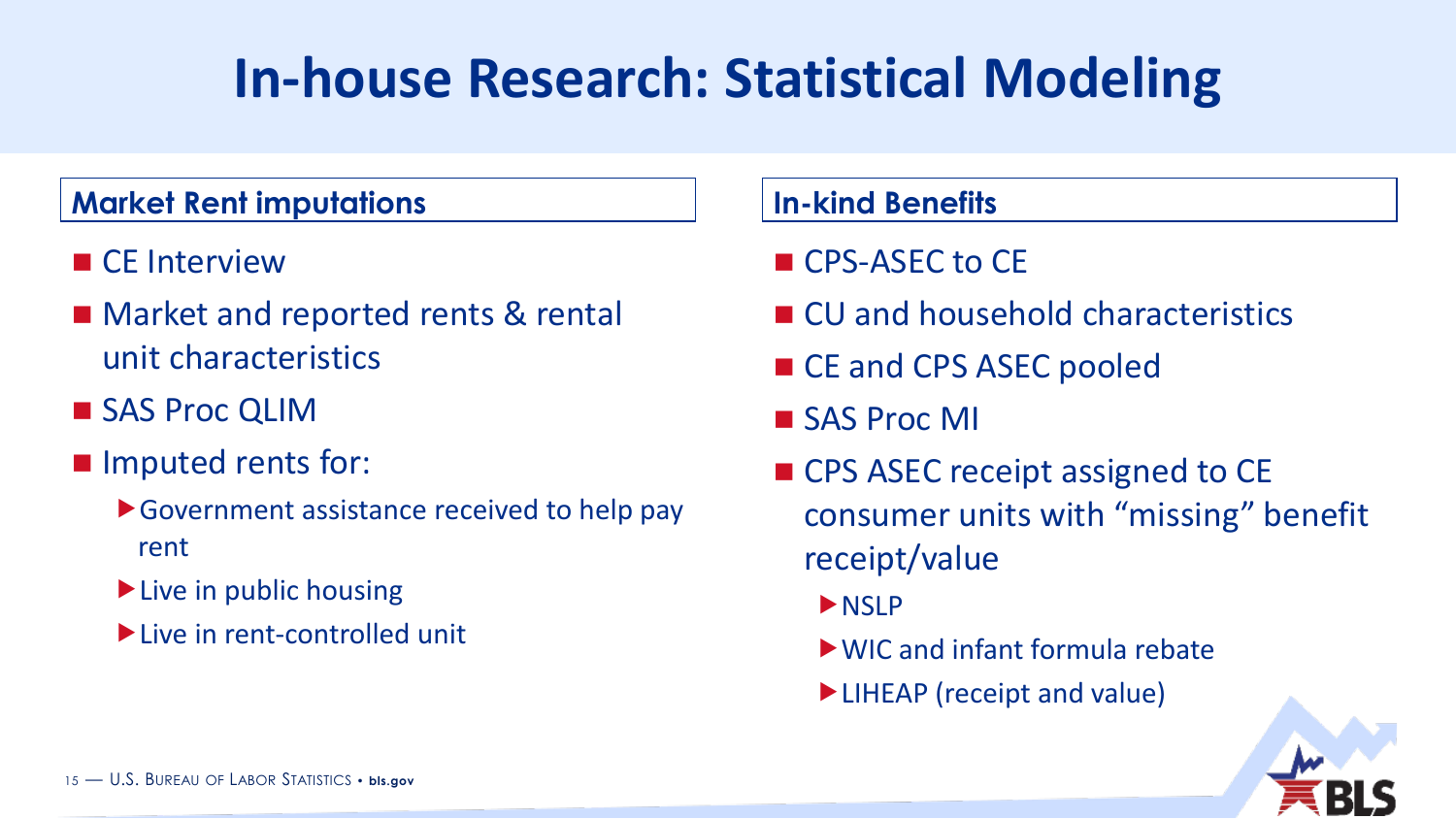# In-house Research: Statistical Modeling

## Market Rent imputations

- CE Interview
- Market and reported rents & rental unit characteristics
- SAS Proc QLIM
- Imputed rents for:
  - Government assistance received to help pay rent
  - Live in public housing
  - Live in rent-controlled unit

## In-kind Benefits

- CPS-ASEC to CE
- CU and household characteristics
- CE and CPS ASEC pooled
- SAS Proc MI
- CPS ASEC receipt assigned to CE consumer units with "missing" benefit receipt/value
  - NSLP
  - WIC and infant formula rebate
  - LIHEAP (receipt and value)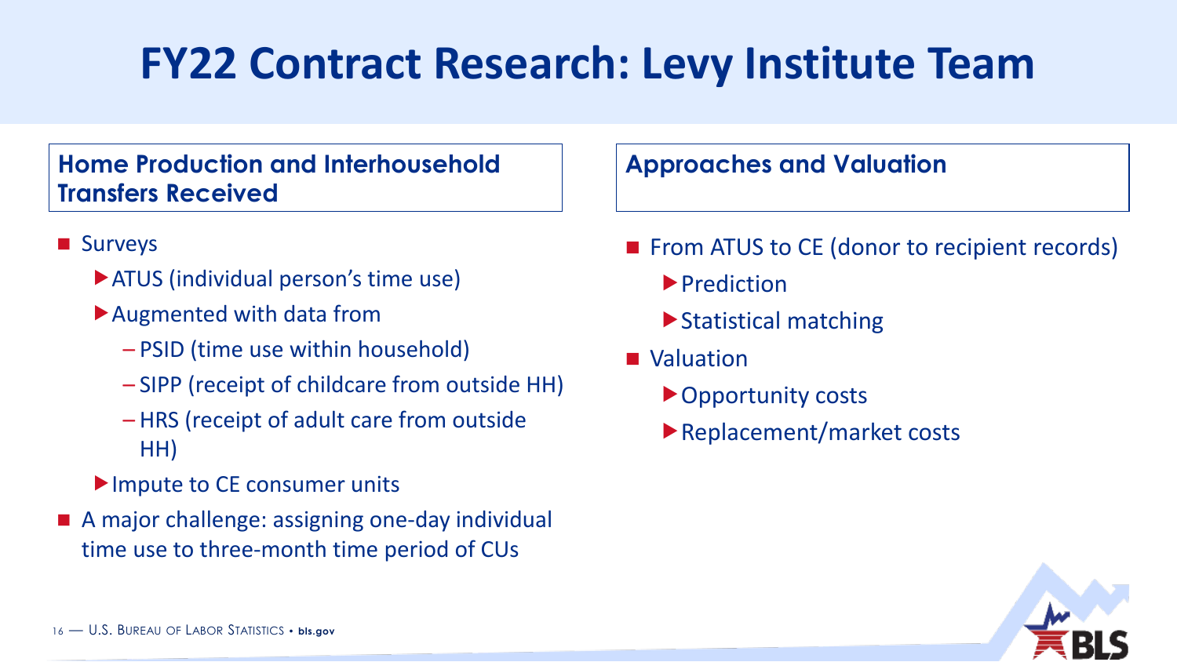# FY22 Contract Research: Levy Institute Team

## Home Production and Interhousehold Transfers Received

- Surveys
  - ATUS (individual person's time use)
  - Augmented with data from
    - PSID (time use within household)
    - SIPP (receipt of childcare from outside HH)
    - HRS (receipt of adult care from outside HH)
  - Impute to CE consumer units
- A major challenge: assigning one-day individual time use to three-month time period of CUs

## Approaches and Valuation

- From ATUS to CE (donor to recipient records)
  - Prediction
  - Statistical matching
- Valuation
  - Opportunity costs
  - Replacement/market costs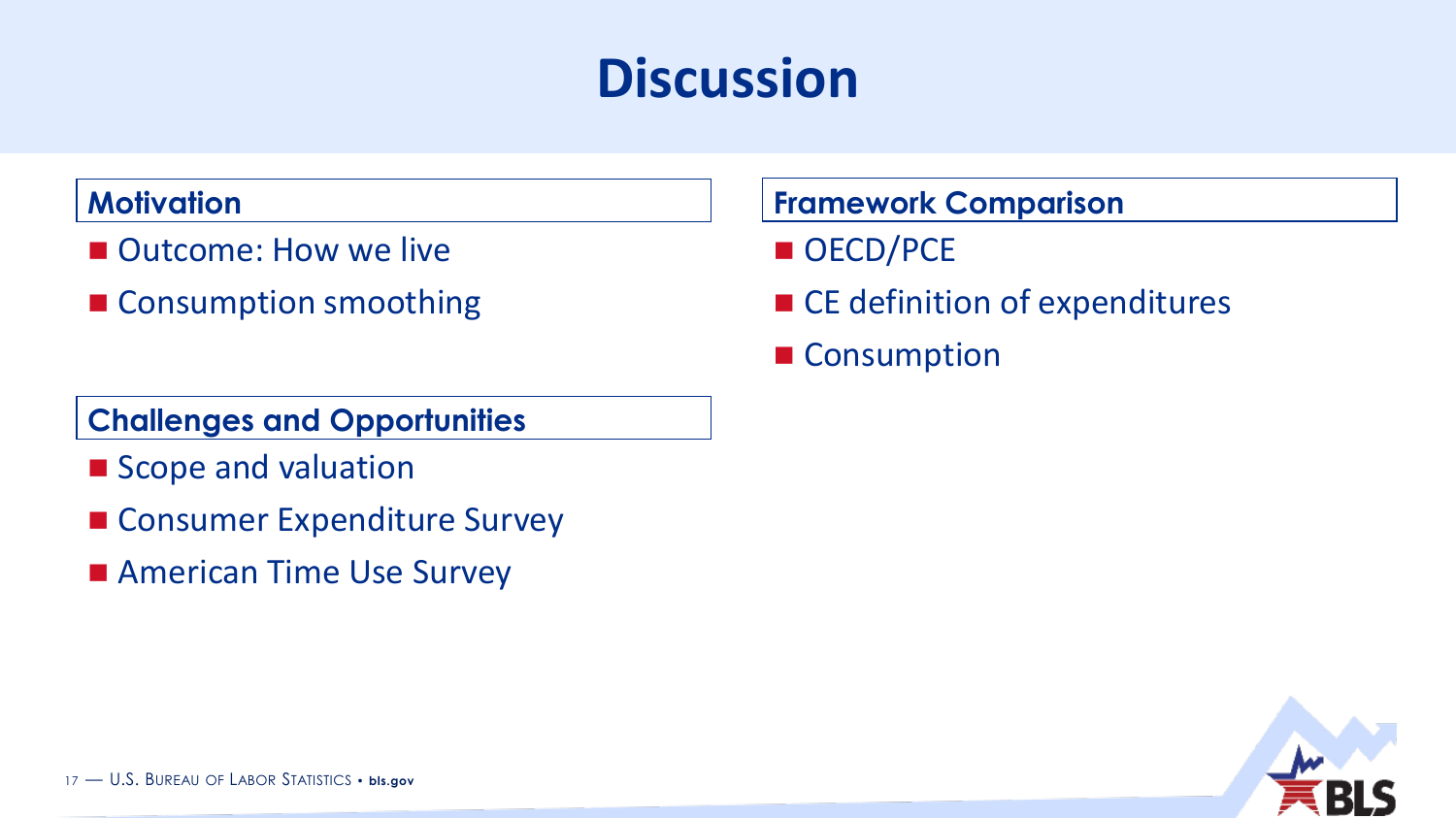# Discussion

## Motivation

- Outcome: How we live
- Consumption smoothing

## Challenges and Opportunities

- Scope and valuation
- Consumer Expenditure Survey
- American Time Use Survey

## Framework Comparison

- OECD/PCE
- CE definition of expenditures
- Consumption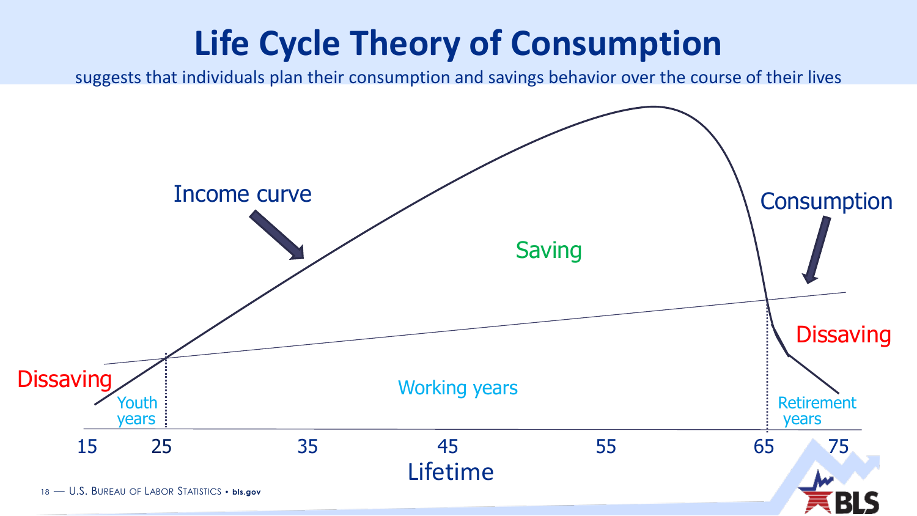# Life Cycle Theory of Consumption

suggests that individuals plan their consumption and savings behavior over the course of their lives

Income curve

Consumption

Saving

Dissaving

Dissaving

Youth years

Working years

Retirement years

15 25 35 45 55 65 75

Lifetime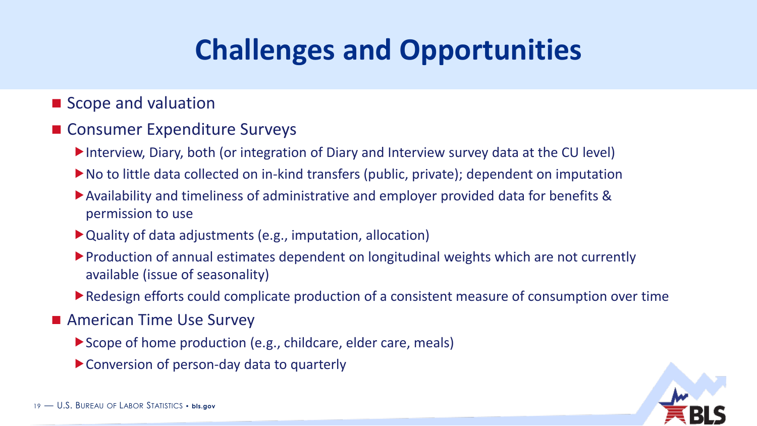# Challenges and Opportunities

- Scope and valuation
- Consumer Expenditure Surveys
  - Interview, Diary, both (or integration of Diary and Interview survey data at the CU level)
  - No to little data collected on in-kind transfers (public, private); dependent on imputation
  - Availability and timeliness of administrative and employer provided data for benefits & permission to use
  - Quality of data adjustments (e.g., imputation, allocation)
  - Production of annual estimates dependent on longitudinal weights which are not currently available (issue of seasonality)
  - Redesign efforts could complicate production of a consistent measure of consumption over time
- American Time Use Survey
  - Scope of home production (e.g., childcare, elder care, meals)
  - Conversion of person-day data to quarterly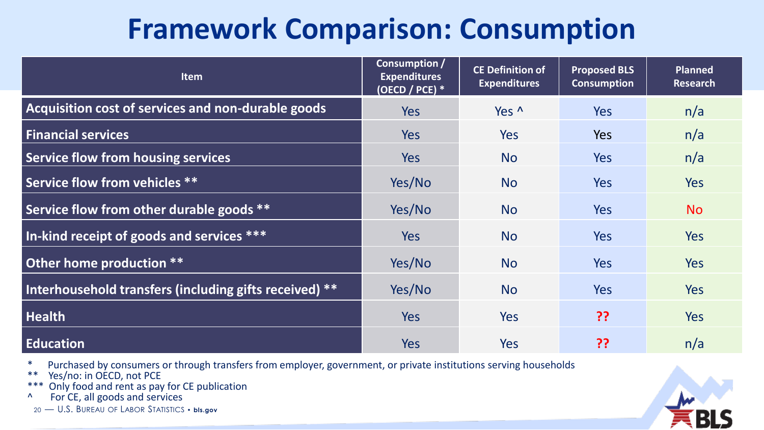# Framework Comparison: Consumption

| Item | Consumption / Expenditures (OECD / PCE) * | CE Definition of Expenditures | Proposed BLS Consumption | Planned Research |
|---|---|---|---|---|
| Acquisition cost of services and non-durable goods | Yes | Yes ^ | Yes | n/a |
| Financial services | Yes | Yes | Yes | n/a |
| Service flow from housing services | Yes | No | Yes | n/a |
| Service flow from vehicles ** | Yes/No | No | Yes | Yes |
| Service flow from other durable goods ** | Yes/No | No | Yes | No |
| In-kind receipt of goods and services *** | Yes | No | Yes | Yes |
| Other home production ** | Yes/No | No | Yes | Yes |
| Interhousehold transfers (including gifts received) ** | Yes/No | No | Yes | Yes |
| Health | Yes | Yes | ?? | Yes |
| Education | Yes | Yes | ?? | n/a |

\* Purchased by consumers or through transfers from employer, government, or private institutions serving households
** Yes/no: in OECD, not PCE
*** Only food and rent as pay for CE publication
^ For CE, all goods and services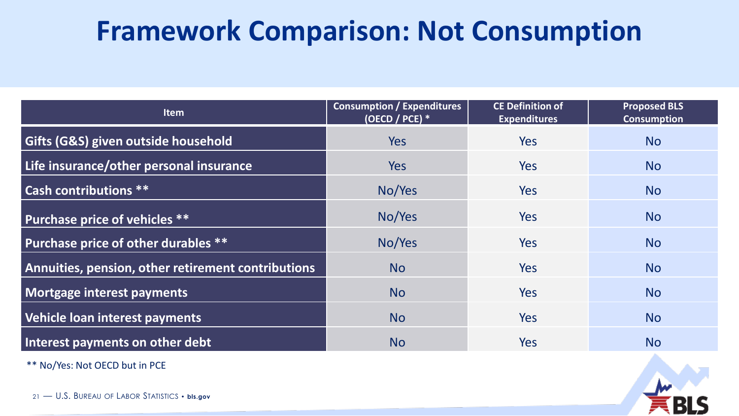# Framework Comparison: Not Consumption

| Item | Consumption / Expenditures (OECD / PCE) * | CE Definition of Expenditures | Proposed BLS Consumption |
|---|---|---|---|
| Gifts (G&S) given outside household | Yes | Yes | No |
| Life insurance/other personal insurance | Yes | Yes | No |
| Cash contributions ** | No/Yes | Yes | No |
| Purchase price of vehicles ** | No/Yes | Yes | No |
| Purchase price of other durables ** | No/Yes | Yes | No |
| Annuities, pension, other retirement contributions | No | Yes | No |
| Mortgage interest payments | No | Yes | No |
| Vehicle loan interest payments | No | Yes | No |
| Interest payments on other debt | No | Yes | No |

** No/Yes: Not OECD but in PCE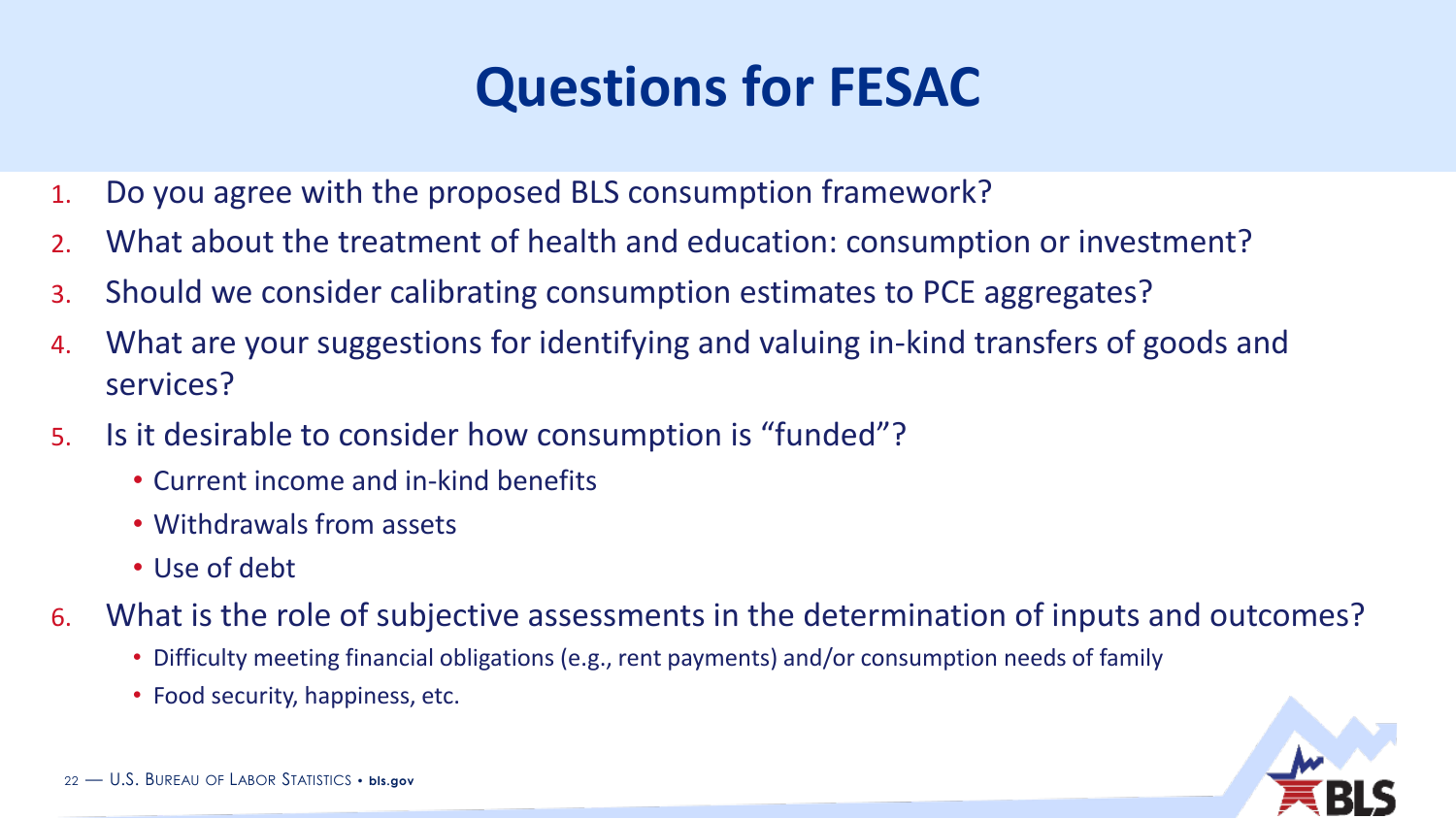# Questions for FESAC

1. Do you agree with the proposed BLS consumption framework?
2. What about the treatment of health and education: consumption or investment?
3. Should we consider calibrating consumption estimates to PCE aggregates?
4. What are your suggestions for identifying and valuing in-kind transfers of goods and services?
5. Is it desirable to consider how consumption is "funded"?
   - Current income and in-kind benefits
   - Withdrawals from assets
   - Use of debt
6. What is the role of subjective assessments in the determination of inputs and outcomes?
   - Difficulty meeting financial obligations (e.g., rent payments) and/or consumption needs of family
   - Food security, happiness, etc.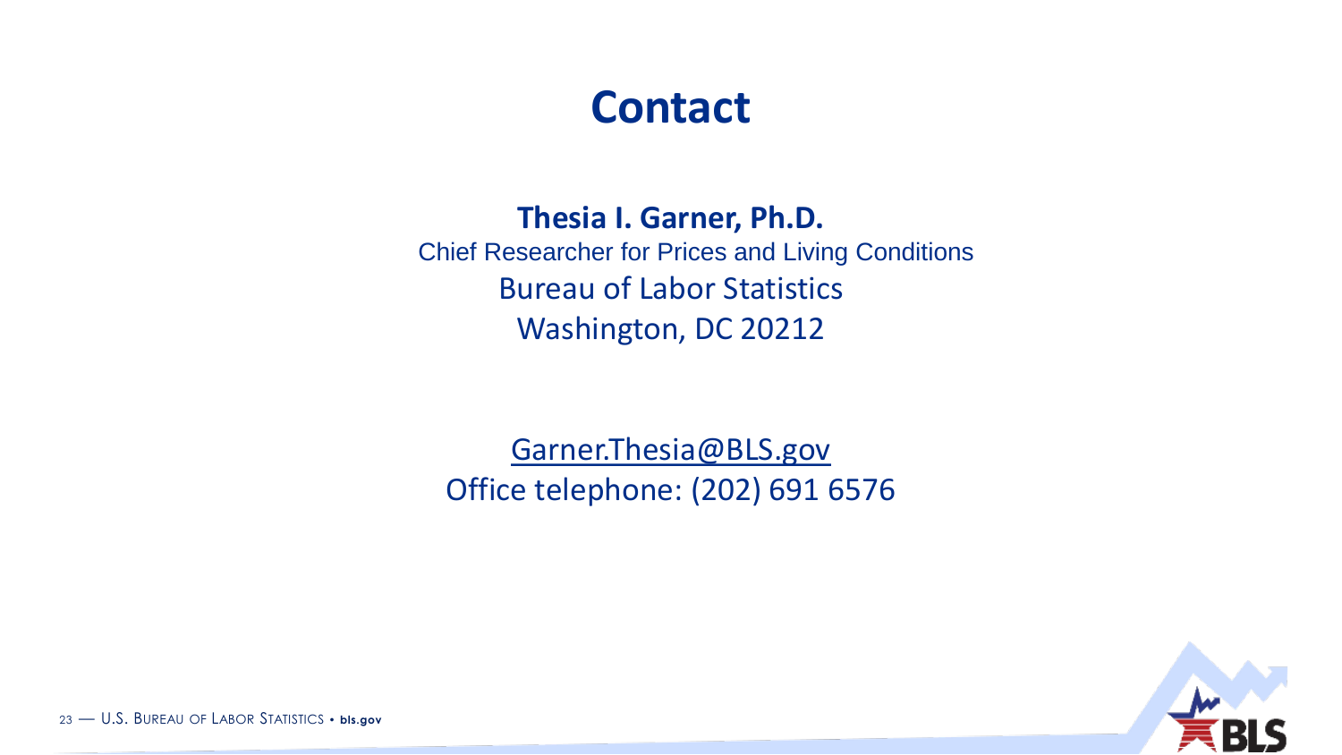# Contact

**Thesia I. Garner, Ph.D.**

Chief Researcher for Prices and Living Conditions

Bureau of Labor Statistics

Washington, DC 20212

Garner.Thesia@BLS.gov

Office telephone: (202) 691 6576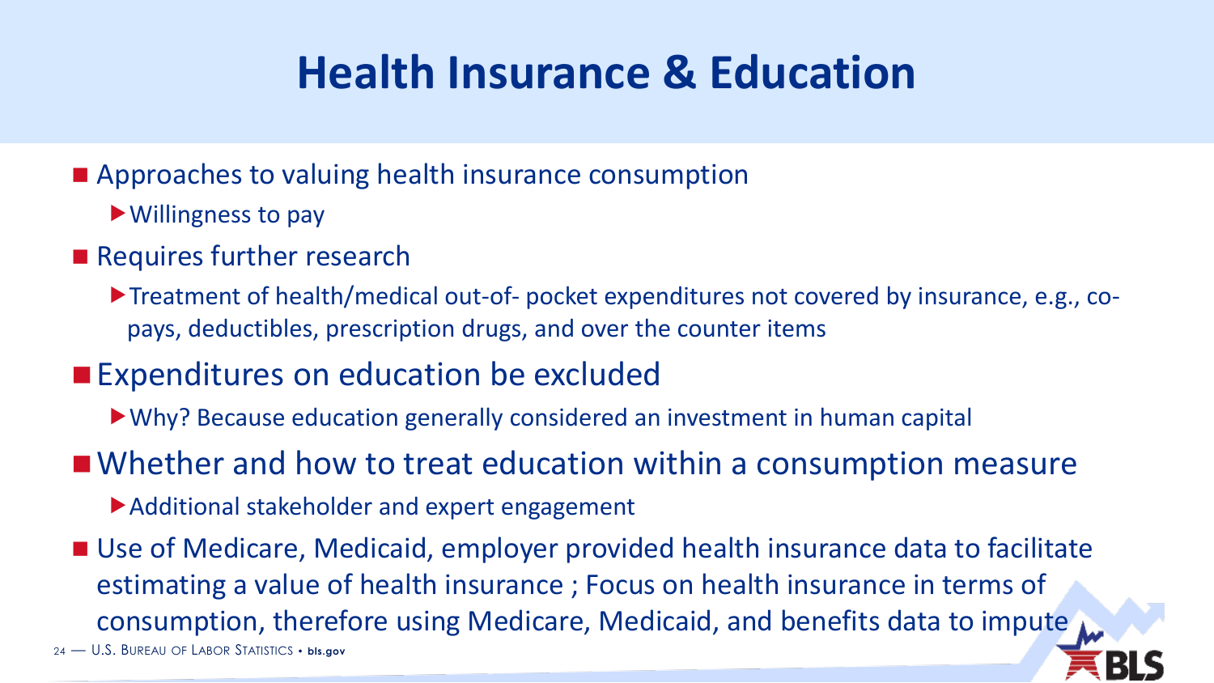# Health Insurance & Education

- Approaches to valuing health insurance consumption
  - Willingness to pay
- Requires further research
  - Treatment of health/medical out-of- pocket expenditures not covered by insurance, e.g., co-pays, deductibles, prescription drugs, and over the counter items
- Expenditures on education be excluded
  - Why? Because education generally considered an investment in human capital
- Whether and how to treat education within a consumption measure
  - Additional stakeholder and expert engagement
- Use of Medicare, Medicaid, employer provided health insurance data to facilitate estimating a value of health insurance ; Focus on health insurance in terms of consumption, therefore using Medicare, Medicaid, and benefits data to impute